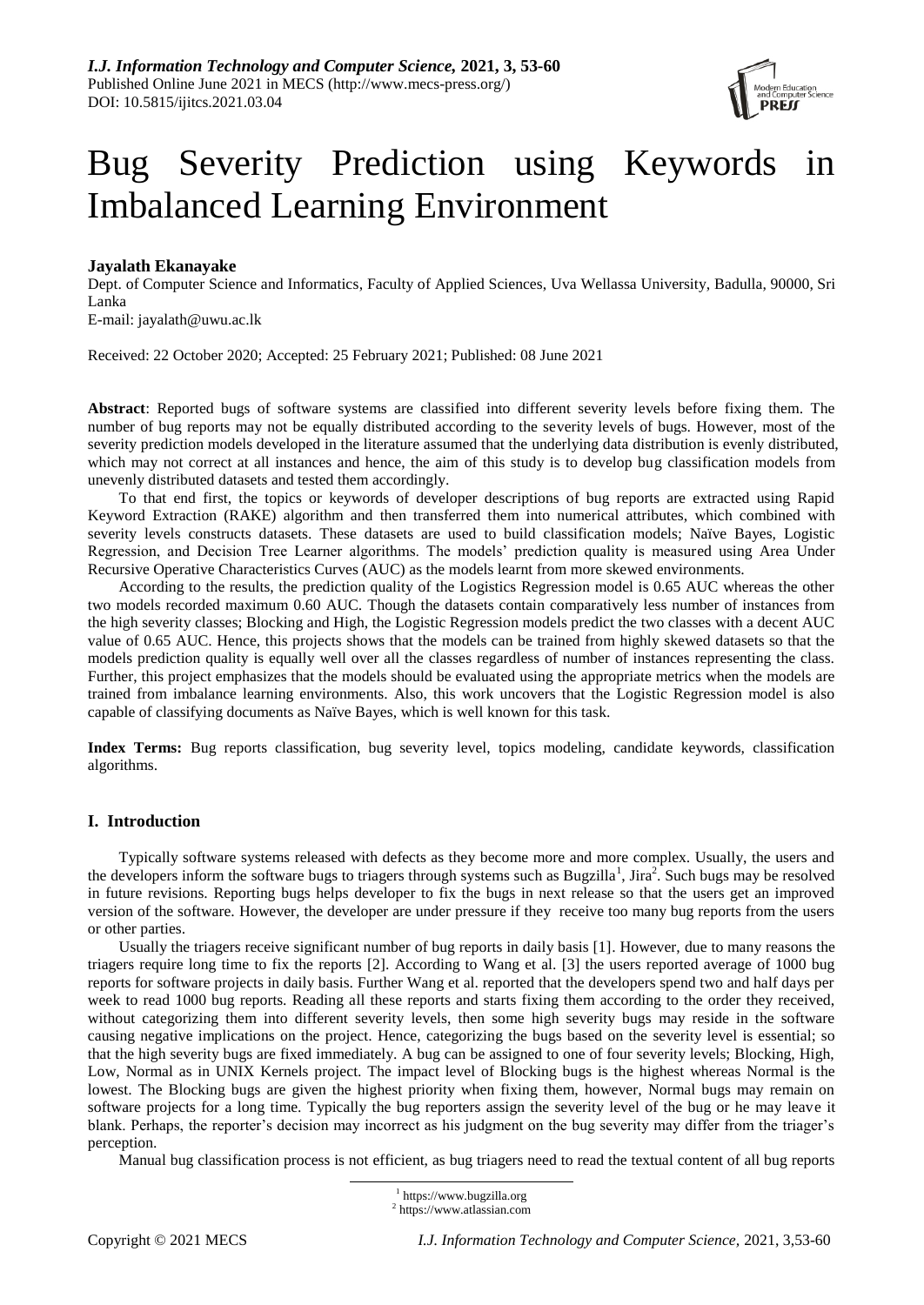*I.J. Information Technology and Computer Science,* **2021, 3, 53-60**
Published Online June 2021 in MECS (http://www.mecs-press.org/)
DOI: 10.5815/ijitcs.2021.03.04

# Bug Severity Prediction using Keywords in Imbalanced Learning Environment

**Jayalath Ekanayake**

Dept. of Computer Science and Informatics, Faculty of Applied Sciences, Uva Wellassa University, Badulla, 90000, Sri Lanka
E-mail: jayalath@uwu.ac.lk

Received: 22 October 2020; Accepted: 25 February 2021; Published: 08 June 2021

**Abstract**: Reported bugs of software systems are classified into different severity levels before fixing them. The number of bug reports may not be equally distributed according to the severity levels of bugs. However, most of the severity prediction models developed in the literature assumed that the underlying data distribution is evenly distributed, which may not correct at all instances and hence, the aim of this study is to develop bug classification models from unevenly distributed datasets and tested them accordingly.

To that end first, the topics or keywords of developer descriptions of bug reports are extracted using Rapid Keyword Extraction (RAKE) algorithm and then transferred them into numerical attributes, which combined with severity levels constructs datasets. These datasets are used to build classification models; Naïve Bayes, Logistic Regression, and Decision Tree Learner algorithms. The models' prediction quality is measured using Area Under Recursive Operative Characteristics Curves (AUC) as the models learnt from more skewed environments.

According to the results, the prediction quality of the Logistics Regression model is 0.65 AUC whereas the other two models recorded maximum 0.60 AUC. Though the datasets contain comparatively less number of instances from the high severity classes; Blocking and High, the Logistic Regression models predict the two classes with a decent AUC value of 0.65 AUC. Hence, this projects shows that the models can be trained from highly skewed datasets so that the models prediction quality is equally well over all the classes regardless of number of instances representing the class. Further, this project emphasizes that the models should be evaluated using the appropriate metrics when the models are trained from imbalance learning environments. Also, this work uncovers that the Logistic Regression model is also capable of classifying documents as Naïve Bayes, which is well known for this task.

**Index Terms:** Bug reports classification, bug severity level, topics modeling, candidate keywords, classification algorithms.

## I. Introduction

Typically software systems released with defects as they become more and more complex. Usually, the users and the developers inform the software bugs to triagers through systems such as Bugzilla[1], Jira[2]. Such bugs may be resolved in future revisions. Reporting bugs helps developer to fix the bugs in next release so that the users get an improved version of the software. However, the developer are under pressure if they receive too many bug reports from the users or other parties.

Usually the triagers receive significant number of bug reports in daily basis [1]. However, due to many reasons the triagers require long time to fix the reports [2]. According to Wang et al. [3] the users reported average of 1000 bug reports for software projects in daily basis. Further Wang et al. reported that the developers spend two and half days per week to read 1000 bug reports. Reading all these reports and starts fixing them according to the order they received, without categorizing them into different severity levels, then some high severity bugs may reside in the software causing negative implications on the project. Hence, categorizing the bugs based on the severity level is essential; so that the high severity bugs are fixed immediately. A bug can be assigned to one of four severity levels; Blocking, High, Low, Normal as in UNIX Kernels project. The impact level of Blocking bugs is the highest whereas Normal is the lowest. The Blocking bugs are given the highest priority when fixing them, however, Normal bugs may remain on software projects for a long time. Typically the bug reporters assign the severity level of the bug or he may leave it blank. Perhaps, the reporter's decision may incorrect as his judgment on the bug severity may differ from the triager's perception.

Manual bug classification process is not efficient, as bug triagers need to read the textual content of all bug reports

[1] https://www.bugzilla.org
[2] https://www.atlassian.com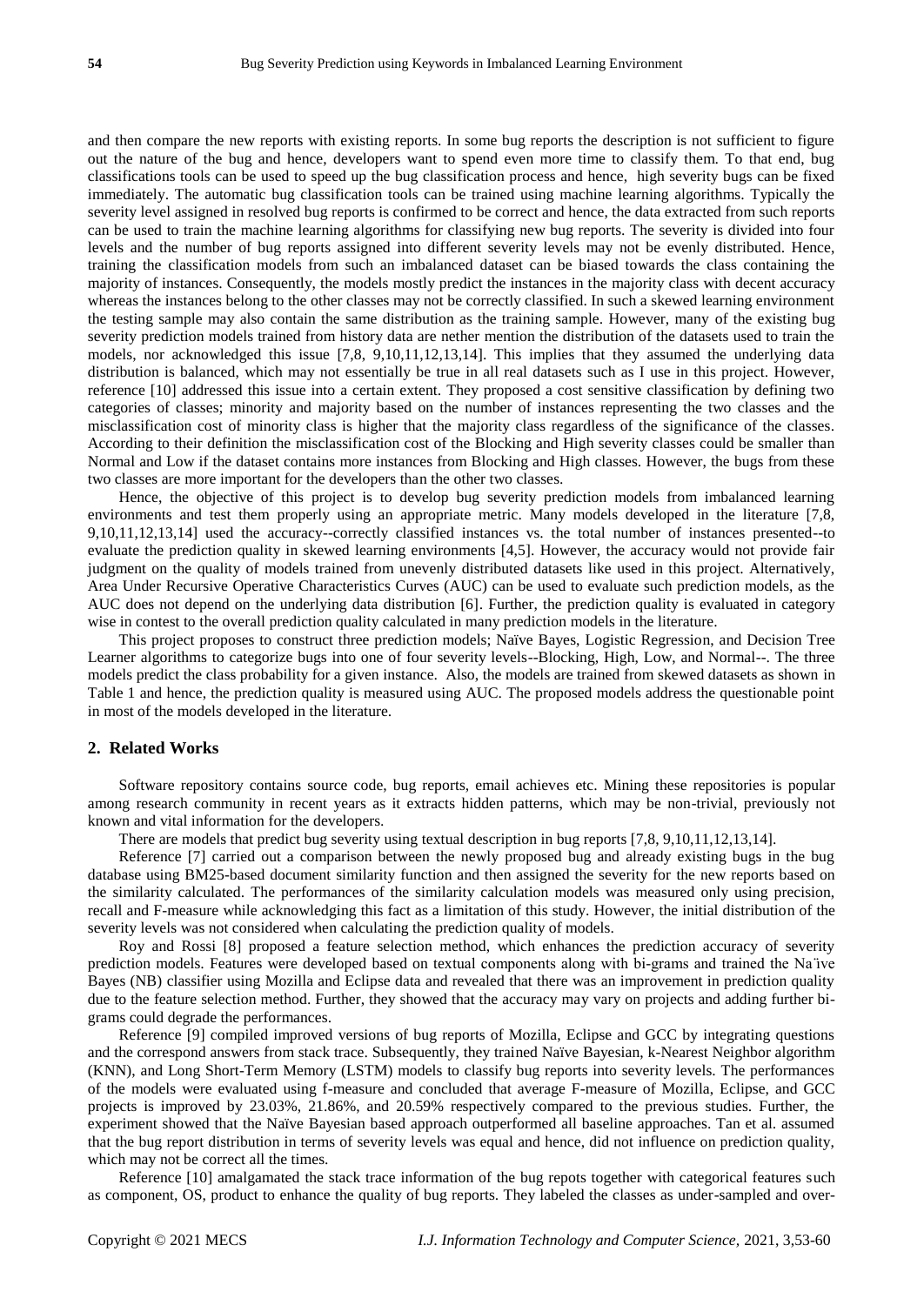and then compare the new reports with existing reports. In some bug reports the description is not sufficient to figure out the nature of the bug and hence, developers want to spend even more time to classify them. To that end, bug classifications tools can be used to speed up the bug classification process and hence, high severity bugs can be fixed immediately. The automatic bug classification tools can be trained using machine learning algorithms. Typically the severity level assigned in resolved bug reports is confirmed to be correct and hence, the data extracted from such reports can be used to train the machine learning algorithms for classifying new bug reports. The severity is divided into four levels and the number of bug reports assigned into different severity levels may not be evenly distributed. Hence, training the classification models from such an imbalanced dataset can be biased towards the class containing the majority of instances. Consequently, the models mostly predict the instances in the majority class with decent accuracy whereas the instances belong to the other classes may not be correctly classified. In such a skewed learning environment the testing sample may also contain the same distribution as the training sample. However, many of the existing bug severity prediction models trained from history data are nether mention the distribution of the datasets used to train the models, nor acknowledged this issue [7,8, 9,10,11,12,13,14]. This implies that they assumed the underlying data distribution is balanced, which may not essentially be true in all real datasets such as I use in this project. However, reference [10] addressed this issue into a certain extent. They proposed a cost sensitive classification by defining two categories of classes; minority and majority based on the number of instances representing the two classes and the misclassification cost of minority class is higher that the majority class regardless of the significance of the classes. According to their definition the misclassification cost of the Blocking and High severity classes could be smaller than Normal and Low if the dataset contains more instances from Blocking and High classes. However, the bugs from these two classes are more important for the developers than the other two classes.

Hence, the objective of this project is to develop bug severity prediction models from imbalanced learning environments and test them properly using an appropriate metric. Many models developed in the literature [7,8, 9,10,11,12,13,14] used the accuracy--correctly classified instances vs. the total number of instances presented--to evaluate the prediction quality in skewed learning environments [4,5]. However, the accuracy would not provide fair judgment on the quality of models trained from unevenly distributed datasets like used in this project. Alternatively, Area Under Recursive Operative Characteristics Curves (AUC) can be used to evaluate such prediction models, as the AUC does not depend on the underlying data distribution [6]. Further, the prediction quality is evaluated in category wise in contest to the overall prediction quality calculated in many prediction models in the literature.

This project proposes to construct three prediction models; Naïve Bayes, Logistic Regression, and Decision Tree Learner algorithms to categorize bugs into one of four severity levels--Blocking, High, Low, and Normal--. The three models predict the class probability for a given instance. Also, the models are trained from skewed datasets as shown in Table 1 and hence, the prediction quality is measured using AUC. The proposed models address the questionable point in most of the models developed in the literature.

## 2. Related Works

Software repository contains source code, bug reports, email achieves etc. Mining these repositories is popular among research community in recent years as it extracts hidden patterns, which may be non-trivial, previously not known and vital information for the developers.

There are models that predict bug severity using textual description in bug reports [7,8, 9,10,11,12,13,14].

Reference [7] carried out a comparison between the newly proposed bug and already existing bugs in the bug database using BM25-based document similarity function and then assigned the severity for the new reports based on the similarity calculated. The performances of the similarity calculation models was measured only using precision, recall and F-measure while acknowledging this fact as a limitation of this study. However, the initial distribution of the severity levels was not considered when calculating the prediction quality of models.

Roy and Rossi [8] proposed a feature selection method, which enhances the prediction accuracy of severity prediction models. Features were developed based on textual components along with bi-grams and trained the Na¨ıve Bayes (NB) classifier using Mozilla and Eclipse data and revealed that there was an improvement in prediction quality due to the feature selection method. Further, they showed that the accuracy may vary on projects and adding further bi-grams could degrade the performances.

Reference [9] compiled improved versions of bug reports of Mozilla, Eclipse and GCC by integrating questions and the correspond answers from stack trace. Subsequently, they trained Naïve Bayesian, k-Nearest Neighbor algorithm (KNN), and Long Short-Term Memory (LSTM) models to classify bug reports into severity levels. The performances of the models were evaluated using f-measure and concluded that average F-measure of Mozilla, Eclipse, and GCC projects is improved by 23.03%, 21.86%, and 20.59% respectively compared to the previous studies. Further, the experiment showed that the Naïve Bayesian based approach outperformed all baseline approaches. Tan et al. assumed that the bug report distribution in terms of severity levels was equal and hence, did not influence on prediction quality, which may not be correct all the times.

Reference [10] amalgamated the stack trace information of the bug repots together with categorical features such as component, OS, product to enhance the quality of bug reports. They labeled the classes as under-sampled and over-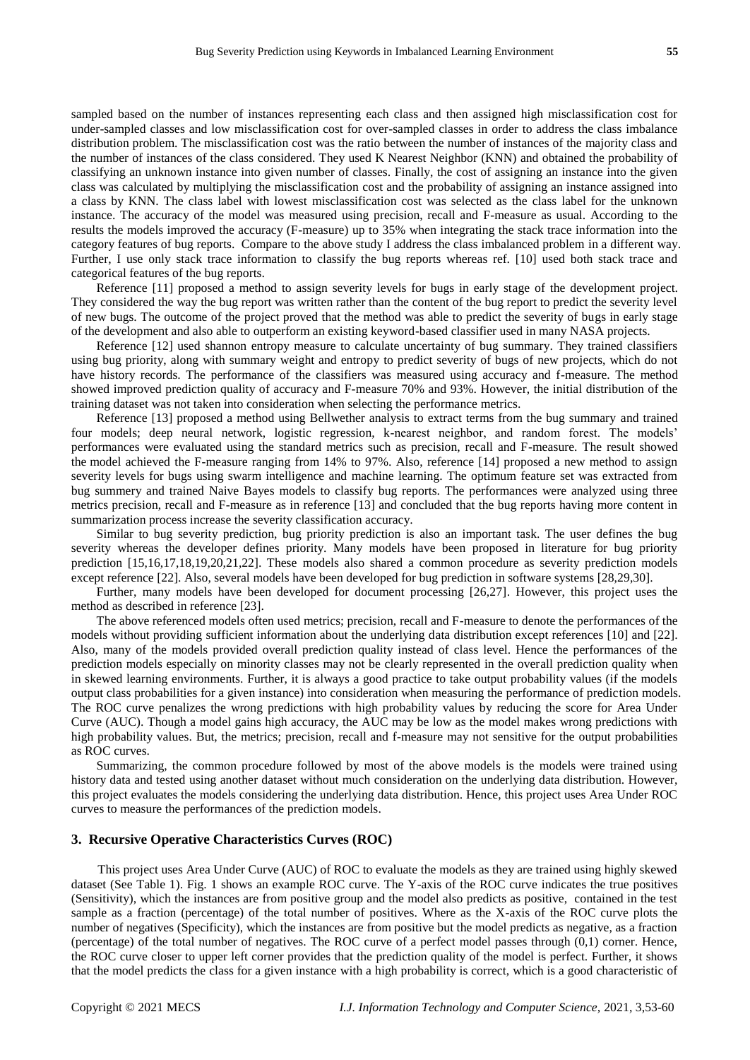sampled based on the number of instances representing each class and then assigned high misclassification cost for under-sampled classes and low misclassification cost for over-sampled classes in order to address the class imbalance distribution problem. The misclassification cost was the ratio between the number of instances of the majority class and the number of instances of the class considered. They used K Nearest Neighbor (KNN) and obtained the probability of classifying an unknown instance into given number of classes. Finally, the cost of assigning an instance into the given class was calculated by multiplying the misclassification cost and the probability of assigning an instance assigned into a class by KNN. The class label with lowest misclassification cost was selected as the class label for the unknown instance. The accuracy of the model was measured using precision, recall and F-measure as usual. According to the results the models improved the accuracy (F-measure) up to 35% when integrating the stack trace information into the category features of bug reports. Compare to the above study I address the class imbalanced problem in a different way. Further, I use only stack trace information to classify the bug reports whereas ref. [10] used both stack trace and categorical features of the bug reports.

Reference [11] proposed a method to assign severity levels for bugs in early stage of the development project. They considered the way the bug report was written rather than the content of the bug report to predict the severity level of new bugs. The outcome of the project proved that the method was able to predict the severity of bugs in early stage of the development and also able to outperform an existing keyword-based classifier used in many NASA projects.

Reference [12] used shannon entropy measure to calculate uncertainty of bug summary. They trained classifiers using bug priority, along with summary weight and entropy to predict severity of bugs of new projects, which do not have history records. The performance of the classifiers was measured using accuracy and f-measure. The method showed improved prediction quality of accuracy and F-measure 70% and 93%. However, the initial distribution of the training dataset was not taken into consideration when selecting the performance metrics.

Reference [13] proposed a method using Bellwether analysis to extract terms from the bug summary and trained four models; deep neural network, logistic regression, k-nearest neighbor, and random forest. The models' performances were evaluated using the standard metrics such as precision, recall and F-measure. The result showed the model achieved the F-measure ranging from 14% to 97%. Also, reference [14] proposed a new method to assign severity levels for bugs using swarm intelligence and machine learning. The optimum feature set was extracted from bug summery and trained Naive Bayes models to classify bug reports. The performances were analyzed using three metrics precision, recall and F-measure as in reference [13] and concluded that the bug reports having more content in summarization process increase the severity classification accuracy.

Similar to bug severity prediction, bug priority prediction is also an important task. The user defines the bug severity whereas the developer defines priority. Many models have been proposed in literature for bug priority prediction [15,16,17,18,19,20,21,22]. These models also shared a common procedure as severity prediction models except reference [22]. Also, several models have been developed for bug prediction in software systems [28,29,30].

Further, many models have been developed for document processing [26,27]. However, this project uses the method as described in reference [23].

The above referenced models often used metrics; precision, recall and F-measure to denote the performances of the models without providing sufficient information about the underlying data distribution except references [10] and [22]. Also, many of the models provided overall prediction quality instead of class level. Hence the performances of the prediction models especially on minority classes may not be clearly represented in the overall prediction quality when in skewed learning environments. Further, it is always a good practice to take output probability values (if the models output class probabilities for a given instance) into consideration when measuring the performance of prediction models. The ROC curve penalizes the wrong predictions with high probability values by reducing the score for Area Under Curve (AUC). Though a model gains high accuracy, the AUC may be low as the model makes wrong predictions with high probability values. But, the metrics; precision, recall and f-measure may not sensitive for the output probabilities as ROC curves.

Summarizing, the common procedure followed by most of the above models is the models were trained using history data and tested using another dataset without much consideration on the underlying data distribution. However, this project evaluates the models considering the underlying data distribution. Hence, this project uses Area Under ROC curves to measure the performances of the prediction models.

## 3. Recursive Operative Characteristics Curves (ROC)

This project uses Area Under Curve (AUC) of ROC to evaluate the models as they are trained using highly skewed dataset (See Table 1). Fig. 1 shows an example ROC curve. The Y-axis of the ROC curve indicates the true positives (Sensitivity), which the instances are from positive group and the model also predicts as positive, contained in the test sample as a fraction (percentage) of the total number of positives. Where as the X-axis of the ROC curve plots the number of negatives (Specificity), which the instances are from positive but the model predicts as negative, as a fraction (percentage) of the total number of negatives. The ROC curve of a perfect model passes through (0,1) corner. Hence, the ROC curve closer to upper left corner provides that the prediction quality of the model is perfect. Further, it shows that the model predicts the class for a given instance with a high probability is correct, which is a good characteristic of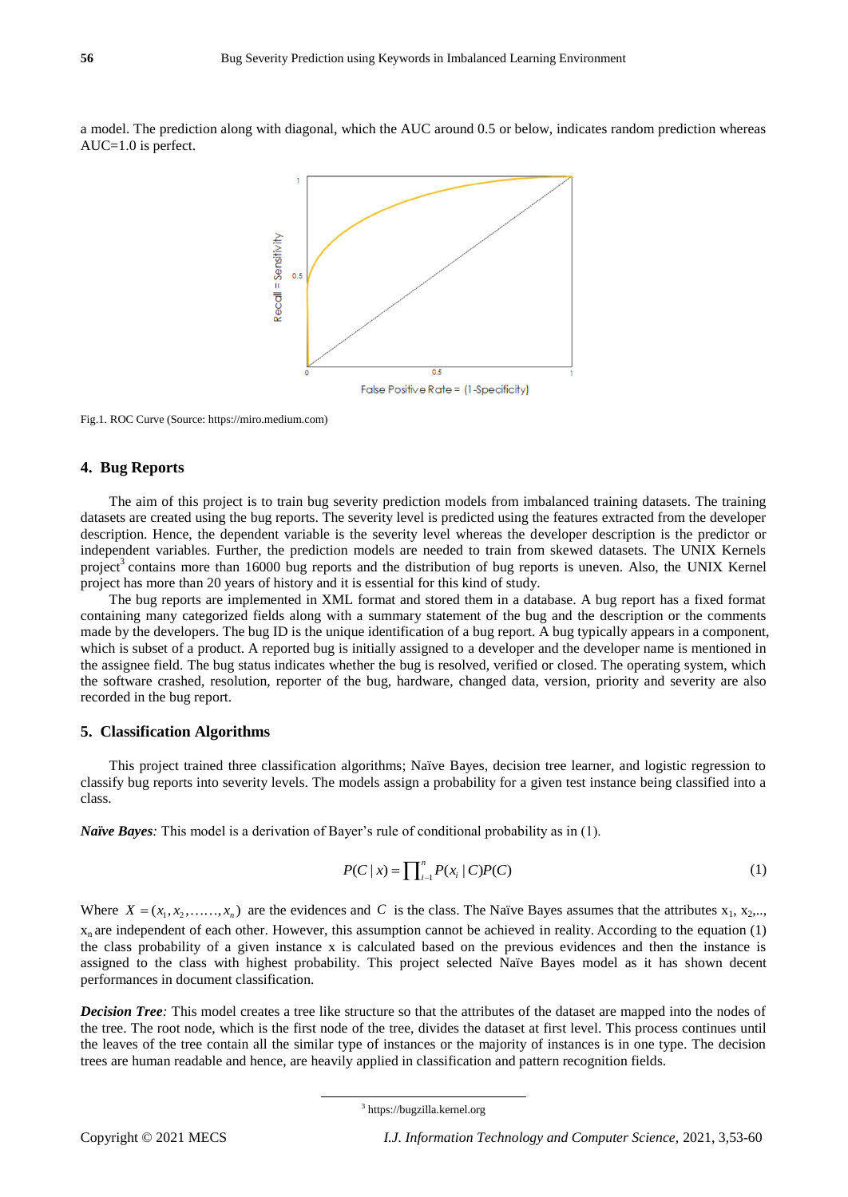a model. The prediction along with diagonal, which the AUC around 0.5 or below, indicates random prediction whereas AUC=1.0 is perfect.

Fig.1. ROC Curve (Source: https://miro.medium.com)

## 4. Bug Reports

The aim of this project is to train bug severity prediction models from imbalanced training datasets. The training datasets are created using the bug reports. The severity level is predicted using the features extracted from the developer description. Hence, the dependent variable is the severity level whereas the developer description is the predictor or independent variables. Further, the prediction models are needed to train from skewed datasets. The UNIX Kernels project[3] contains more than 16000 bug reports and the distribution of bug reports is uneven. Also, the UNIX Kernel project has more than 20 years of history and it is essential for this kind of study.

The bug reports are implemented in XML format and stored them in a database. A bug report has a fixed format containing many categorized fields along with a summary statement of the bug and the description or the comments made by the developers. The bug ID is the unique identification of a bug report. A bug typically appears in a component, which is subset of a product. A reported bug is initially assigned to a developer and the developer name is mentioned in the assignee field. The bug status indicates whether the bug is resolved, verified or closed. The operating system, which the software crashed, resolution, reporter of the bug, hardware, changed data, version, priority and severity are also recorded in the bug report.

## 5. Classification Algorithms

This project trained three classification algorithms; Naïve Bayes, decision tree learner, and logistic regression to classify bug reports into severity levels. The models assign a probability for a given test instance being classified into a class.

***Naïve Bayes**:* This model is a derivation of Bayer's rule of conditional probability as in (1).

$$P(C \mid x) = \prod_{i=1}^{n} P(x_i \mid C) P(C) \tag{1}$$

Where $X = (x_1, x_2, \ldots\ldots, x_n)$ are the evidences and $C$ is the class. The Naïve Bayes assumes that the attributes $x_1$, $x_2$,.., $x_n$ are independent of each other. However, this assumption cannot be achieved in reality. According to the equation (1) the class probability of a given instance x is calculated based on the previous evidences and then the instance is assigned to the class with highest probability. This project selected Naïve Bayes model as it has shown decent performances in document classification.

***Decision Tree**:* This model creates a tree like structure so that the attributes of the dataset are mapped into the nodes of the tree. The root node, which is the first node of the tree, divides the dataset at first level. This process continues until the leaves of the tree contain all the similar type of instances or the majority of instances is in one type. The decision trees are human readable and hence, are heavily applied in classification and pattern recognition fields.

[3] https://bugzilla.kernel.org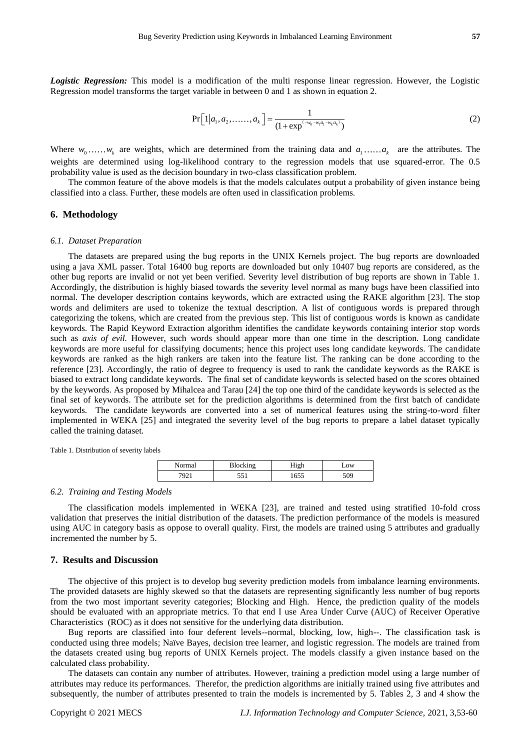***Logistic Regression:*** This model is a modification of the multi response linear regression. However, the Logistic Regression model transforms the target variable in between 0 and 1 as shown in equation 2.

$$\Pr\left[1 \middle| a_1, a_2, \ldots\ldots, a_k\right] = \frac{1}{(1+\exp^{(-w_0 - w_1 a_1 - w_k a_k)})} \tag{2}$$

Where $w_0 \ldots\ldots w_k$ are weights, which are determined from the training data and $a_1 \ldots\ldots a_k$ are the attributes. The weights are determined using log-likelihood contrary to the regression models that use squared-error. The 0.5 probability value is used as the decision boundary in two-class classification problem.

The common feature of the above models is that the models calculates output a probability of given instance being classified into a class. Further, these models are often used in classification problems.

## 6. Methodology

### *6.1. Dataset Preparation*

The datasets are prepared using the bug reports in the UNIX Kernels project. The bug reports are downloaded using a java XML passer. Total 16400 bug reports are downloaded but only 10407 bug reports are considered, as the other bug reports are invalid or not yet been verified. Severity level distribution of bug reports are shown in Table 1. Accordingly, the distribution is highly biased towards the severity level normal as many bugs have been classified into normal. The developer description contains keywords, which are extracted using the RAKE algorithm [23]. The stop words and delimiters are used to tokenize the textual description. A list of contiguous words is prepared through categorizing the tokens, which are created from the previous step. This list of contiguous words is known as candidate keywords. The Rapid Keyword Extraction algorithm identifies the candidate keywords containing interior stop words such as *axis of evil.* However, such words should appear more than one time in the description. Long candidate keywords are more useful for classifying documents; hence this project uses long candidate keywords. The candidate keywords are ranked as the high rankers are taken into the feature list. The ranking can be done according to the reference [23]. Accordingly, the ratio of degree to frequency is used to rank the candidate keywords as the RAKE is biased to extract long candidate keywords. The final set of candidate keywords is selected based on the scores obtained by the keywords. As proposed by Mihalcea and Tarau [24] the top one third of the candidate keywords is selected as the final set of keywords. The attribute set for the prediction algorithms is determined from the first batch of candidate keywords. The candidate keywords are converted into a set of numerical features using the string-to-word filter implemented in WEKA [25] and integrated the severity level of the bug reports to prepare a label dataset typically called the training dataset.

Table 1. Distribution of severity labels

| Normal | Blocking | High | Low |
|---|---|---|---|
| 7921 | 551 | 1655 | 509 |

### *6.2. Training and Testing Models*

The classification models implemented in WEKA [23], are trained and tested using stratified 10-fold cross validation that preserves the initial distribution of the datasets. The prediction performance of the models is measured using AUC in category basis as oppose to overall quality. First, the models are trained using 5 attributes and gradually incremented the number by 5.

## 7. Results and Discussion

The objective of this project is to develop bug severity prediction models from imbalance learning environments. The provided datasets are highly skewed so that the datasets are representing significantly less number of bug reports from the two most important severity categories; Blocking and High. Hence, the prediction quality of the models should be evaluated with an appropriate metrics. To that end I use Area Under Curve (AUC) of Receiver Operative Characteristics (ROC) as it does not sensitive for the underlying data distribution.

Bug reports are classified into four deferent levels--normal, blocking, low, high--. The classification task is conducted using three models; Naïve Bayes, decision tree learner, and logistic regression. The models are trained from the datasets created using bug reports of UNIX Kernels project. The models classify a given instance based on the calculated class probability.

The datasets can contain any number of attributes. However, training a prediction model using a large number of attributes may reduce its performances. Therefor, the prediction algorithms are initially trained using five attributes and subsequently, the number of attributes presented to train the models is incremented by 5. Tables 2, 3 and 4 show the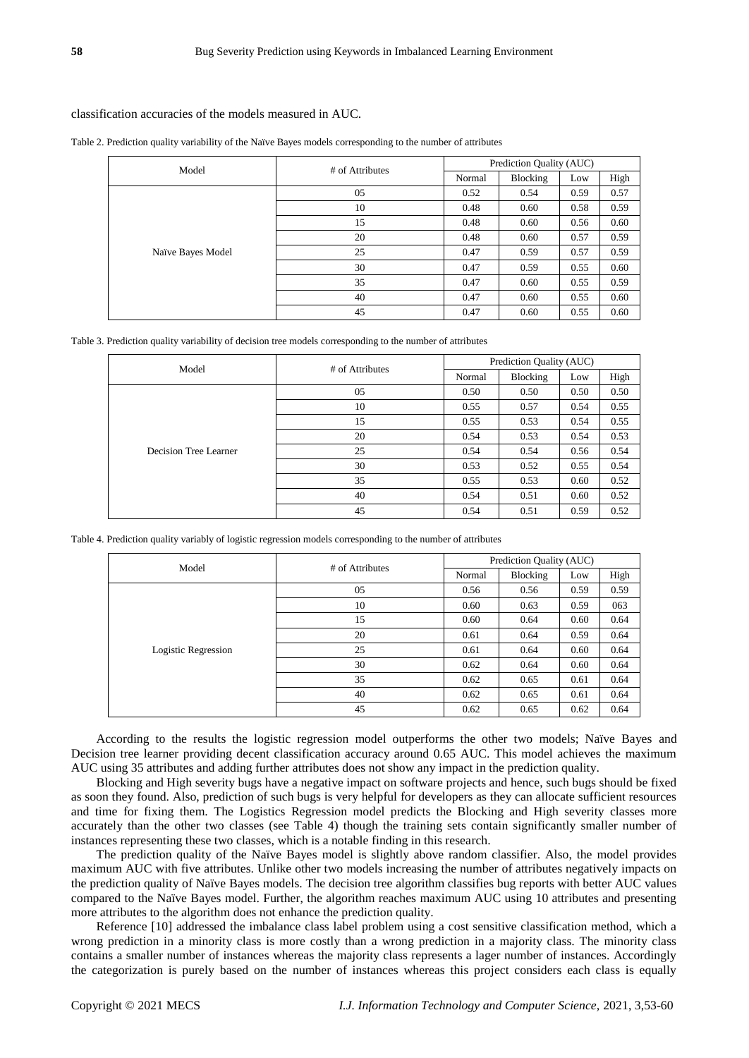classification accuracies of the models measured in AUC.

Table 2. Prediction quality variability of the Naïve Bayes models corresponding to the number of attributes

| Model | # of Attributes | Prediction Quality (AUC) | | | |
|---|---|---|---|---|---|
| | | Normal | Blocking | Low | High |
| Naïve Bayes Model | 05 | 0.52 | 0.54 | 0.59 | 0.57 |
| | 10 | 0.48 | 0.60 | 0.58 | 0.59 |
| | 15 | 0.48 | 0.60 | 0.56 | 0.60 |
| | 20 | 0.48 | 0.60 | 0.57 | 0.59 |
| | 25 | 0.47 | 0.59 | 0.57 | 0.59 |
| | 30 | 0.47 | 0.59 | 0.55 | 0.60 |
| | 35 | 0.47 | 0.60 | 0.55 | 0.59 |
| | 40 | 0.47 | 0.60 | 0.55 | 0.60 |
| | 45 | 0.47 | 0.60 | 0.55 | 0.60 |

Table 3. Prediction quality variability of decision tree models corresponding to the number of attributes

| Model | # of Attributes | Prediction Quality (AUC) | | | |
|---|---|---|---|---|---|
| | | Normal | Blocking | Low | High |
| Decision Tree Learner | 05 | 0.50 | 0.50 | 0.50 | 0.50 |
| | 10 | 0.55 | 0.57 | 0.54 | 0.55 |
| | 15 | 0.55 | 0.53 | 0.54 | 0.55 |
| | 20 | 0.54 | 0.53 | 0.54 | 0.53 |
| | 25 | 0.54 | 0.54 | 0.56 | 0.54 |
| | 30 | 0.53 | 0.52 | 0.55 | 0.54 |
| | 35 | 0.55 | 0.53 | 0.60 | 0.52 |
| | 40 | 0.54 | 0.51 | 0.60 | 0.52 |
| | 45 | 0.54 | 0.51 | 0.59 | 0.52 |

Table 4. Prediction quality variably of logistic regression models corresponding to the number of attributes

| Model | # of Attributes | Prediction Quality (AUC) | | | |
|---|---|---|---|---|---|
| | | Normal | Blocking | Low | High |
| Logistic Regression | 05 | 0.56 | 0.56 | 0.59 | 0.59 |
| | 10 | 0.60 | 0.63 | 0.59 | 063 |
| | 15 | 0.60 | 0.64 | 0.60 | 0.64 |
| | 20 | 0.61 | 0.64 | 0.59 | 0.64 |
| | 25 | 0.61 | 0.64 | 0.60 | 0.64 |
| | 30 | 0.62 | 0.64 | 0.60 | 0.64 |
| | 35 | 0.62 | 0.65 | 0.61 | 0.64 |
| | 40 | 0.62 | 0.65 | 0.61 | 0.64 |
| | 45 | 0.62 | 0.65 | 0.62 | 0.64 |

According to the results the logistic regression model outperforms the other two models; Naïve Bayes and Decision tree learner providing decent classification accuracy around 0.65 AUC. This model achieves the maximum AUC using 35 attributes and adding further attributes does not show any impact in the prediction quality.

Blocking and High severity bugs have a negative impact on software projects and hence, such bugs should be fixed as soon they found. Also, prediction of such bugs is very helpful for developers as they can allocate sufficient resources and time for fixing them. The Logistics Regression model predicts the Blocking and High severity classes more accurately than the other two classes (see Table 4) though the training sets contain significantly smaller number of instances representing these two classes, which is a notable finding in this research.

The prediction quality of the Naïve Bayes model is slightly above random classifier. Also, the model provides maximum AUC with five attributes. Unlike other two models increasing the number of attributes negatively impacts on the prediction quality of Naïve Bayes models. The decision tree algorithm classifies bug reports with better AUC values compared to the Naïve Bayes model. Further, the algorithm reaches maximum AUC using 10 attributes and presenting more attributes to the algorithm does not enhance the prediction quality.

Reference [10] addressed the imbalance class label problem using a cost sensitive classification method, which a wrong prediction in a minority class is more costly than a wrong prediction in a majority class. The minority class contains a smaller number of instances whereas the majority class represents a lager number of instances. Accordingly the categorization is purely based on the number of instances whereas this project considers each class is equally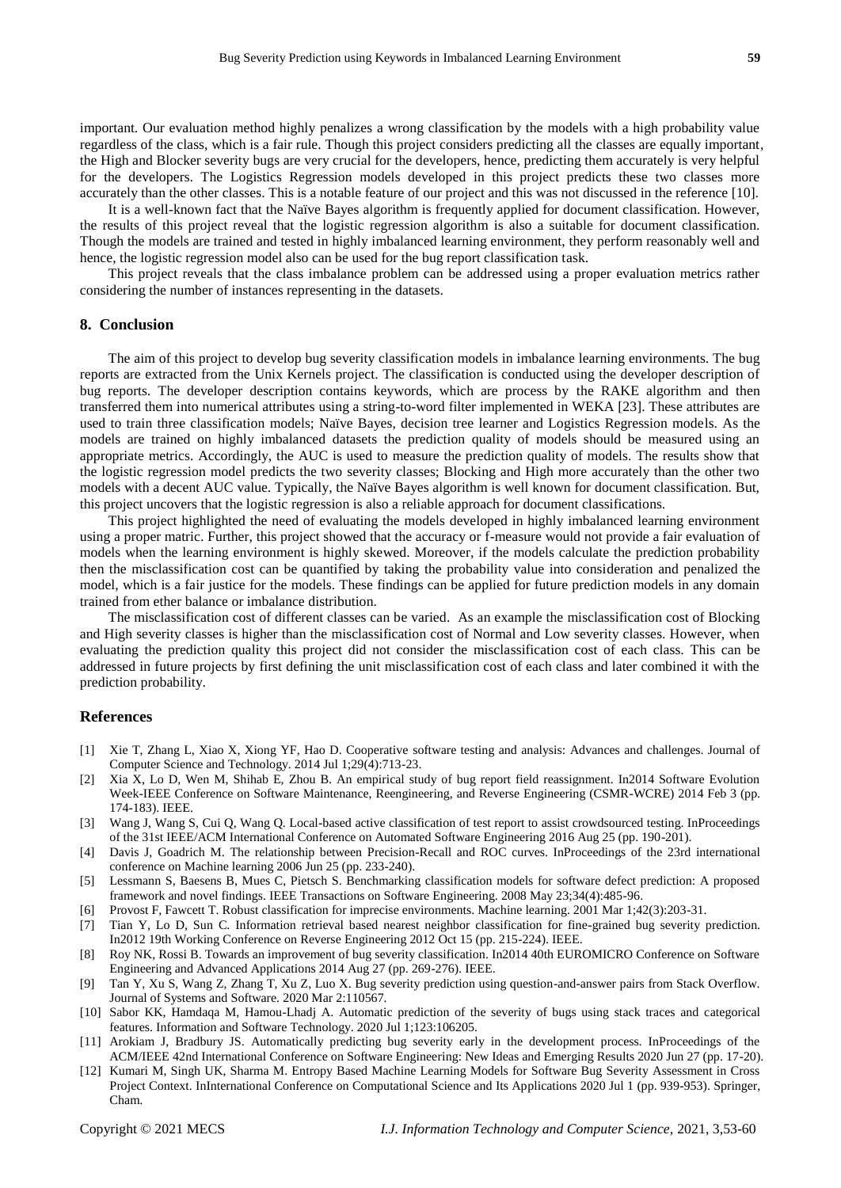important. Our evaluation method highly penalizes a wrong classification by the models with a high probability value regardless of the class, which is a fair rule. Though this project considers predicting all the classes are equally important, the High and Blocker severity bugs are very crucial for the developers, hence, predicting them accurately is very helpful for the developers. The Logistics Regression models developed in this project predicts these two classes more accurately than the other classes. This is a notable feature of our project and this was not discussed in the reference [10].

It is a well-known fact that the Naïve Bayes algorithm is frequently applied for document classification. However, the results of this project reveal that the logistic regression algorithm is also a suitable for document classification. Though the models are trained and tested in highly imbalanced learning environment, they perform reasonably well and hence, the logistic regression model also can be used for the bug report classification task.

This project reveals that the class imbalance problem can be addressed using a proper evaluation metrics rather considering the number of instances representing in the datasets.

## 8. Conclusion

The aim of this project to develop bug severity classification models in imbalance learning environments. The bug reports are extracted from the Unix Kernels project. The classification is conducted using the developer description of bug reports. The developer description contains keywords, which are process by the RAKE algorithm and then transferred them into numerical attributes using a string-to-word filter implemented in WEKA [23]. These attributes are used to train three classification models; Naïve Bayes, decision tree learner and Logistics Regression models. As the models are trained on highly imbalanced datasets the prediction quality of models should be measured using an appropriate metrics. Accordingly, the AUC is used to measure the prediction quality of models. The results show that the logistic regression model predicts the two severity classes; Blocking and High more accurately than the other two models with a decent AUC value. Typically, the Naïve Bayes algorithm is well known for document classification. But, this project uncovers that the logistic regression is also a reliable approach for document classifications.

This project highlighted the need of evaluating the models developed in highly imbalanced learning environment using a proper matric. Further, this project showed that the accuracy or f-measure would not provide a fair evaluation of models when the learning environment is highly skewed. Moreover, if the models calculate the prediction probability then the misclassification cost can be quantified by taking the probability value into consideration and penalized the model, which is a fair justice for the models. These findings can be applied for future prediction models in any domain trained from ether balance or imbalance distribution.

The misclassification cost of different classes can be varied. As an example the misclassification cost of Blocking and High severity classes is higher than the misclassification cost of Normal and Low severity classes. However, when evaluating the prediction quality this project did not consider the misclassification cost of each class. This can be addressed in future projects by first defining the unit misclassification cost of each class and later combined it with the prediction probability.

## References

[1] Xie T, Zhang L, Xiao X, Xiong YF, Hao D. Cooperative software testing and analysis: Advances and challenges. Journal of Computer Science and Technology. 2014 Jul 1;29(4):713-23.

[2] Xia X, Lo D, Wen M, Shihab E, Zhou B. An empirical study of bug report field reassignment. In2014 Software Evolution Week-IEEE Conference on Software Maintenance, Reengineering, and Reverse Engineering (CSMR-WCRE) 2014 Feb 3 (pp. 174-183). IEEE.

[3] Wang J, Wang S, Cui Q, Wang Q. Local-based active classification of test report to assist crowdsourced testing. InProceedings of the 31st IEEE/ACM International Conference on Automated Software Engineering 2016 Aug 25 (pp. 190-201).

[4] Davis J, Goadrich M. The relationship between Precision-Recall and ROC curves. InProceedings of the 23rd international conference on Machine learning 2006 Jun 25 (pp. 233-240).

[5] Lessmann S, Baesens B, Mues C, Pietsch S. Benchmarking classification models for software defect prediction: A proposed framework and novel findings. IEEE Transactions on Software Engineering. 2008 May 23;34(4):485-96.

[6] Provost F, Fawcett T. Robust classification for imprecise environments. Machine learning. 2001 Mar 1;42(3):203-31.

[7] Tian Y, Lo D, Sun C. Information retrieval based nearest neighbor classification for fine-grained bug severity prediction. In2012 19th Working Conference on Reverse Engineering 2012 Oct 15 (pp. 215-224). IEEE.

[8] Roy NK, Rossi B. Towards an improvement of bug severity classification. In2014 40th EUROMICRO Conference on Software Engineering and Advanced Applications 2014 Aug 27 (pp. 269-276). IEEE.

[9] Tan Y, Xu S, Wang Z, Zhang T, Xu Z, Luo X. Bug severity prediction using question-and-answer pairs from Stack Overflow. Journal of Systems and Software. 2020 Mar 2:110567.

[10] Sabor KK, Hamdaqa M, Hamou-Lhadj A. Automatic prediction of the severity of bugs using stack traces and categorical features. Information and Software Technology. 2020 Jul 1;123:106205.

[11] Arokiam J, Bradbury JS. Automatically predicting bug severity early in the development process. InProceedings of the ACM/IEEE 42nd International Conference on Software Engineering: New Ideas and Emerging Results 2020 Jun 27 (pp. 17-20).

[12] Kumari M, Singh UK, Sharma M. Entropy Based Machine Learning Models for Software Bug Severity Assessment in Cross Project Context. InInternational Conference on Computational Science and Its Applications 2020 Jul 1 (pp. 939-953). Springer, Cham.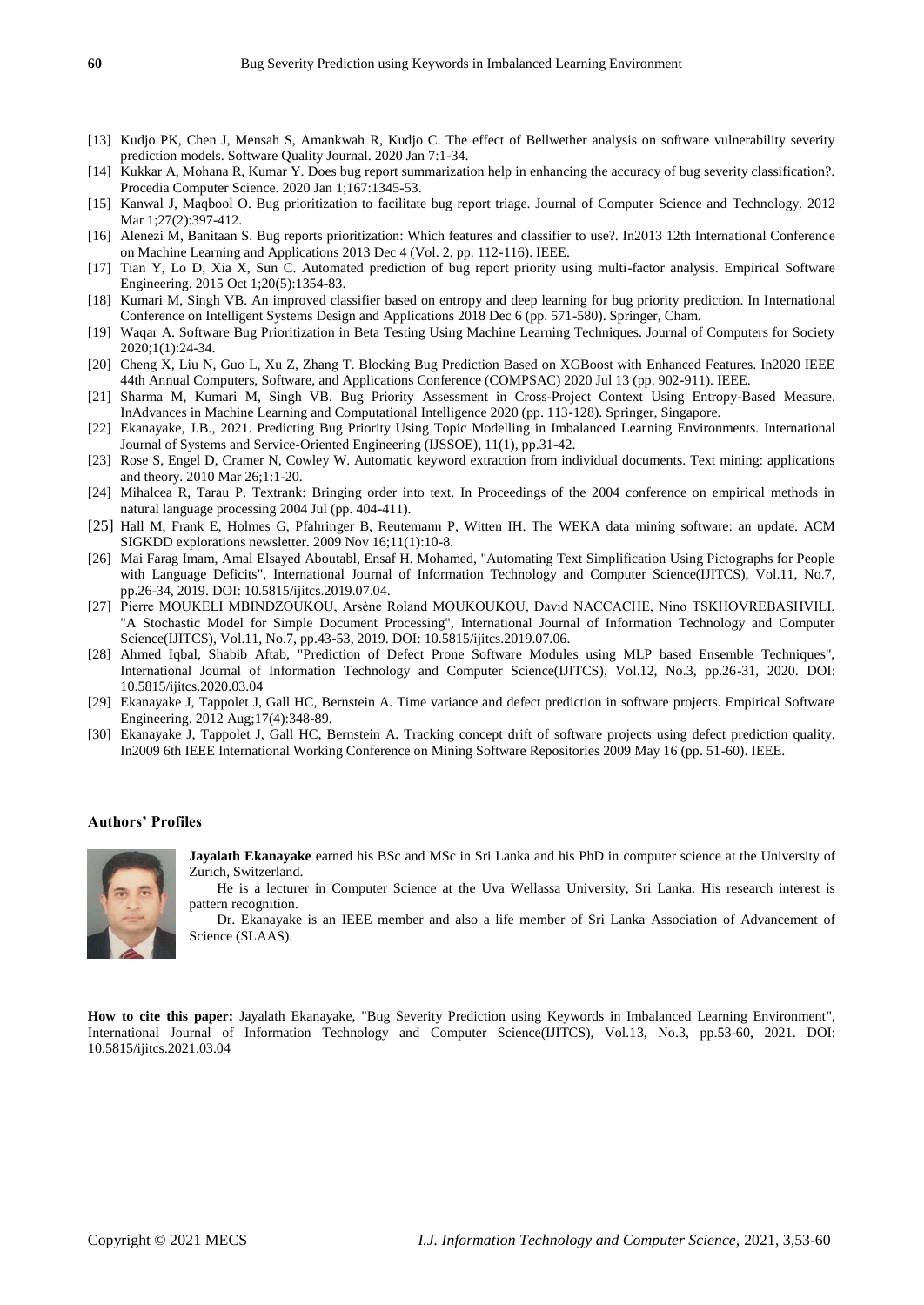[13] Kudjo PK, Chen J, Mensah S, Amankwah R, Kudjo C. The effect of Bellwether analysis on software vulnerability severity prediction models. Software Quality Journal. 2020 Jan 7:1-34.

[14] Kukkar A, Mohana R, Kumar Y. Does bug report summarization help in enhancing the accuracy of bug severity classification?. Procedia Computer Science. 2020 Jan 1;167:1345-53.

[15] Kanwal J, Maqbool O. Bug prioritization to facilitate bug report triage. Journal of Computer Science and Technology. 2012 Mar 1;27(2):397-412.

[16] Alenezi M, Banitaan S. Bug reports prioritization: Which features and classifier to use?. In2013 12th International Conference on Machine Learning and Applications 2013 Dec 4 (Vol. 2, pp. 112-116). IEEE.

[17] Tian Y, Lo D, Xia X, Sun C. Automated prediction of bug report priority using multi-factor analysis. Empirical Software Engineering. 2015 Oct 1;20(5):1354-83.

[18] Kumari M, Singh VB. An improved classifier based on entropy and deep learning for bug priority prediction. In International Conference on Intelligent Systems Design and Applications 2018 Dec 6 (pp. 571-580). Springer, Cham.

[19] Waqar A. Software Bug Prioritization in Beta Testing Using Machine Learning Techniques. Journal of Computers for Society 2020;1(1):24-34.

[20] Cheng X, Liu N, Guo L, Xu Z, Zhang T. Blocking Bug Prediction Based on XGBoost with Enhanced Features. In2020 IEEE 44th Annual Computers, Software, and Applications Conference (COMPSAC) 2020 Jul 13 (pp. 902-911). IEEE.

[21] Sharma M, Kumari M, Singh VB. Bug Priority Assessment in Cross-Project Context Using Entropy-Based Measure. InAdvances in Machine Learning and Computational Intelligence 2020 (pp. 113-128). Springer, Singapore.

[22] Ekanayake, J.B., 2021. Predicting Bug Priority Using Topic Modelling in Imbalanced Learning Environments. International Journal of Systems and Service-Oriented Engineering (IJSSOE), 11(1), pp.31-42.

[23] Rose S, Engel D, Cramer N, Cowley W. Automatic keyword extraction from individual documents. Text mining: applications and theory. 2010 Mar 26;1:1-20.

[24] Mihalcea R, Tarau P. Textrank: Bringing order into text. In Proceedings of the 2004 conference on empirical methods in natural language processing 2004 Jul (pp. 404-411).

[25] Hall M, Frank E, Holmes G, Pfahringer B, Reutemann P, Witten IH. The WEKA data mining software: an update. ACM SIGKDD explorations newsletter. 2009 Nov 16;11(1):10-8.

[26] Mai Farag Imam, Amal Elsayed Aboutabl, Ensaf H. Mohamed, "Automating Text Simplification Using Pictographs for People with Language Deficits", International Journal of Information Technology and Computer Science(IJITCS), Vol.11, No.7, pp.26-34, 2019. DOI: 10.5815/ijitcs.2019.07.04.

[27] Pierre MOUKELI MBINDZOUKOU, Arsène Roland MOUKOUKOU, David NACCACHE, Nino TSKHOVREBASHVILI, "A Stochastic Model for Simple Document Processing", International Journal of Information Technology and Computer Science(IJITCS), Vol.11, No.7, pp.43-53, 2019. DOI: 10.5815/ijitcs.2019.07.06.

[28] Ahmed Iqbal, Shabib Aftab, "Prediction of Defect Prone Software Modules using MLP based Ensemble Techniques", International Journal of Information Technology and Computer Science(IJITCS), Vol.12, No.3, pp.26-31, 2020. DOI: 10.5815/ijitcs.2020.03.04

[29] Ekanayake J, Tappolet J, Gall HC, Bernstein A. Time variance and defect prediction in software projects. Empirical Software Engineering. 2012 Aug;17(4):348-89.

[30] Ekanayake J, Tappolet J, Gall HC, Bernstein A. Tracking concept drift of software projects using defect prediction quality. In2009 6th IEEE International Working Conference on Mining Software Repositories 2009 May 16 (pp. 51-60). IEEE.

## Authors' Profiles

**Jayalath Ekanayake** earned his BSc and MSc in Sri Lanka and his PhD in computer science at the University of Zurich, Switzerland.

He is a lecturer in Computer Science at the Uva Wellassa University, Sri Lanka. His research interest is pattern recognition.

Dr. Ekanayake is an IEEE member and also a life member of Sri Lanka Association of Advancement of Science (SLAAS).

**How to cite this paper:** Jayalath Ekanayake, "Bug Severity Prediction using Keywords in Imbalanced Learning Environment", International Journal of Information Technology and Computer Science(IJITCS), Vol.13, No.3, pp.53-60, 2021. DOI: 10.5815/ijitcs.2021.03.04